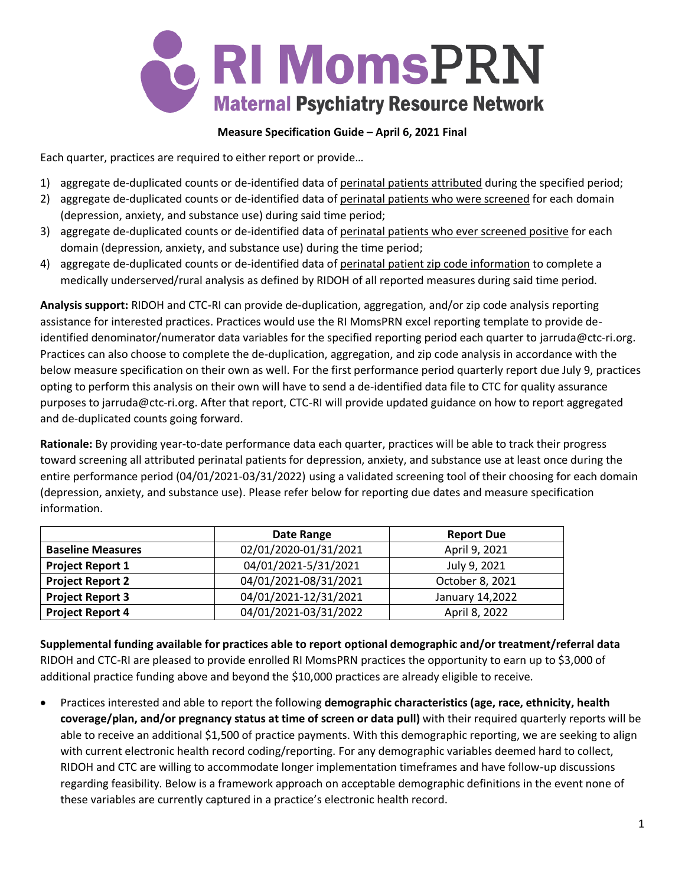# RI MomsPRN

## Maternal Psychiatry Resource Network

**Measure Specification Guide – April 6, 2021 Final**

Each quarter, practices are required to either report or provide…

1) aggregate de-duplicated counts or de-identified data of perinatal patients attributed during the specified period;
2) aggregate de-duplicated counts or de-identified data of perinatal patients who were screened for each domain (depression, anxiety, and substance use) during said time period;
3) aggregate de-duplicated counts or de-identified data of perinatal patients who ever screened positive for each domain (depression, anxiety, and substance use) during the time period;
4) aggregate de-duplicated counts or de-identified data of perinatal patient zip code information to complete a medically underserved/rural analysis as defined by RIDOH of all reported measures during said time period.

**Analysis support:** RIDOH and CTC-RI can provide de-duplication, aggregation, and/or zip code analysis reporting assistance for interested practices. Practices would use the RI MomsPRN excel reporting template to provide de-identified denominator/numerator data variables for the specified reporting period each quarter to jarruda@ctc-ri.org. Practices can also choose to complete the de-duplication, aggregation, and zip code analysis in accordance with the below measure specification on their own as well. For the first performance period quarterly report due July 9, practices opting to perform this analysis on their own will have to send a de-identified data file to CTC for quality assurance purposes to jarruda@ctc-ri.org. After that report, CTC-RI will provide updated guidance on how to report aggregated and de-duplicated counts going forward.

**Rationale:** By providing year-to-date performance data each quarter, practices will be able to track their progress toward screening all attributed perinatal patients for depression, anxiety, and substance use at least once during the entire performance period (04/01/2021-03/31/2022) using a validated screening tool of their choosing for each domain (depression, anxiety, and substance use). Please refer below for reporting due dates and measure specification information.

| | Date Range | Report Due |
|---|---|---|
| **Baseline Measures** | 02/01/2020-01/31/2021 | April 9, 2021 |
| **Project Report 1** | 04/01/2021-5/31/2021 | July 9, 2021 |
| **Project Report 2** | 04/01/2021-08/31/2021 | October 8, 2021 |
| **Project Report 3** | 04/01/2021-12/31/2021 | January 14,2022 |
| **Project Report 4** | 04/01/2021-03/31/2022 | April 8, 2022 |

**Supplemental funding available for practices able to report optional demographic and/or treatment/referral data**

RIDOH and CTC-RI are pleased to provide enrolled RI MomsPRN practices the opportunity to earn up to $3,000 of additional practice funding above and beyond the $10,000 practices are already eligible to receive.

- Practices interested and able to report the following **demographic characteristics (age, race, ethnicity, health coverage/plan, and/or pregnancy status at time of screen or data pull)** with their required quarterly reports will be able to receive an additional $1,500 of practice payments. With this demographic reporting, we are seeking to align with current electronic health record coding/reporting. For any demographic variables deemed hard to collect, RIDOH and CTC are willing to accommodate longer implementation timeframes and have follow-up discussions regarding feasibility. Below is a framework approach on acceptable demographic definitions in the event none of these variables are currently captured in a practice's electronic health record.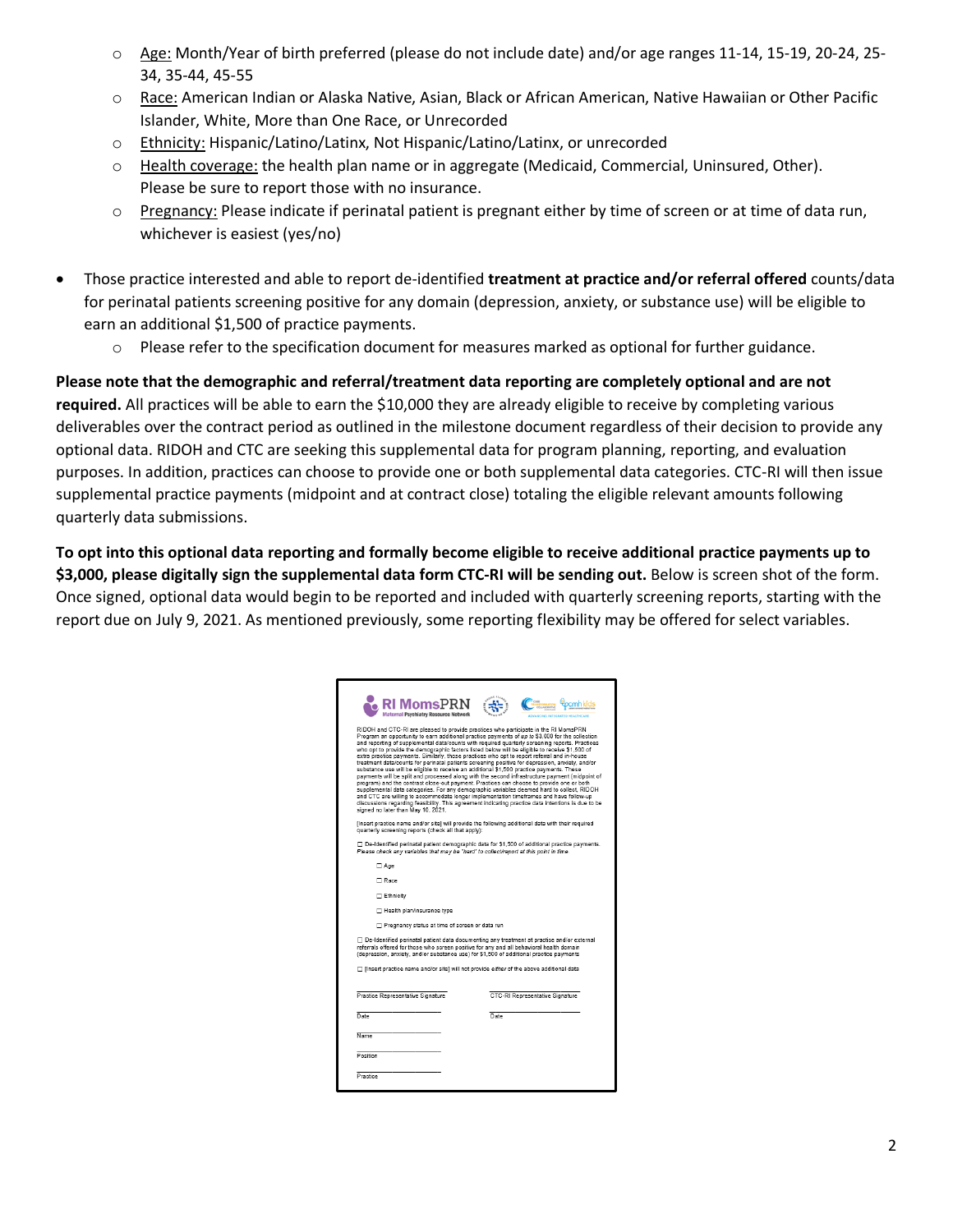- Age: Month/Year of birth preferred (please do not include date) and/or age ranges 11-14, 15-19, 20-24, 25-34, 35-44, 45-55
- Race: American Indian or Alaska Native, Asian, Black or African American, Native Hawaiian or Other Pacific Islander, White, More than One Race, or Unrecorded
- Ethnicity: Hispanic/Latino/Latinx, Not Hispanic/Latino/Latinx, or unrecorded
- Health coverage: the health plan name or in aggregate (Medicaid, Commercial, Uninsured, Other). Please be sure to report those with no insurance.
- Pregnancy: Please indicate if perinatal patient is pregnant either by time of screen or at time of data run, whichever is easiest (yes/no)

- Those practice interested and able to report de-identified **treatment at practice and/or referral offered** counts/data for perinatal patients screening positive for any domain (depression, anxiety, or substance use) will be eligible to earn an additional $1,500 of practice payments.
  - Please refer to the specification document for measures marked as optional for further guidance.

**Please note that the demographic and referral/treatment data reporting are completely optional and are not required.** All practices will be able to earn the $10,000 they are already eligible to receive by completing various deliverables over the contract period as outlined in the milestone document regardless of their decision to provide any optional data. RIDOH and CTC are seeking this supplemental data for program planning, reporting, and evaluation purposes. In addition, practices can choose to provide one or both supplemental data categories. CTC-RI will then issue supplemental practice payments (midpoint and at contract close) totaling the eligible relevant amounts following quarterly data submissions.

**To opt into this optional data reporting and formally become eligible to receive additional practice payments up to $3,000, please digitally sign the supplemental data form CTC-RI will be sending out.** Below is screen shot of the form. Once signed, optional data would begin to be reported and included with quarterly screening reports, starting with the report due on July 9, 2021. As mentioned previously, some reporting flexibility may be offered for select variables.

RI MomsPRN
Maternal Psychiatry Resource Network

RIDOH and CTC-RI are pleased to provide practices who participate in the RI MomsPRN Program an opportunity to earn additional practice payments of up to $3,000 for the collection and reporting of supplemental data/counts with required quarterly screening reports. Practices who opt to provide the demographic factors listed below will be eligible to receive $1,500 of extra practice payments. Similarly, those practices who opt to report referral and in-house treatment data/counts for perinatal patients screening positive for depression, anxiety, and/or substance use will be eligible to receive an additional $1,500 practice payments. These payments will be split and processed along with the second infrastructure payment (midpoint of program) and the contract close-out payment. Practices can choose to provide one or both supplemental data categories. For any demographic variables deemed hard to collect, RIDOH and CTC are willing to accommodate longer implementation timeframes and have follow-up discussions regarding feasibility. This agreement indicating practice data intentions is due to be signed no later than May 10, 2021.

[insert practice name and/or site] will provide the following additional data with their required quarterly screening reports (check all that apply):

☐ De-Identified perinatal patient demographic data for $1,500 of additional practice payments. *Please check any variables that may be "hard" to collect/report at this point in time*

- ☐ Age
- ☐ Race
- ☐ Ethnicity
- ☐ Health plan/insurance type
- ☐ Pregnancy status at time of screen or data run

☐ De-Identified perinatal patient data documenting any treatment at practice and/or external referrals offered for those who screen positive for any and all behavioral health domain (depression, anxiety, and/or substance use) for $1,500 of additional practice payments

☐ [insert practice name and/or site] will not provide *either* of the above additional data

Practice Representative Signature ____________ CTC-RI Representative Signature ____________

Date ____________ Date ____________

Name ____________

Position ____________

Practice ____________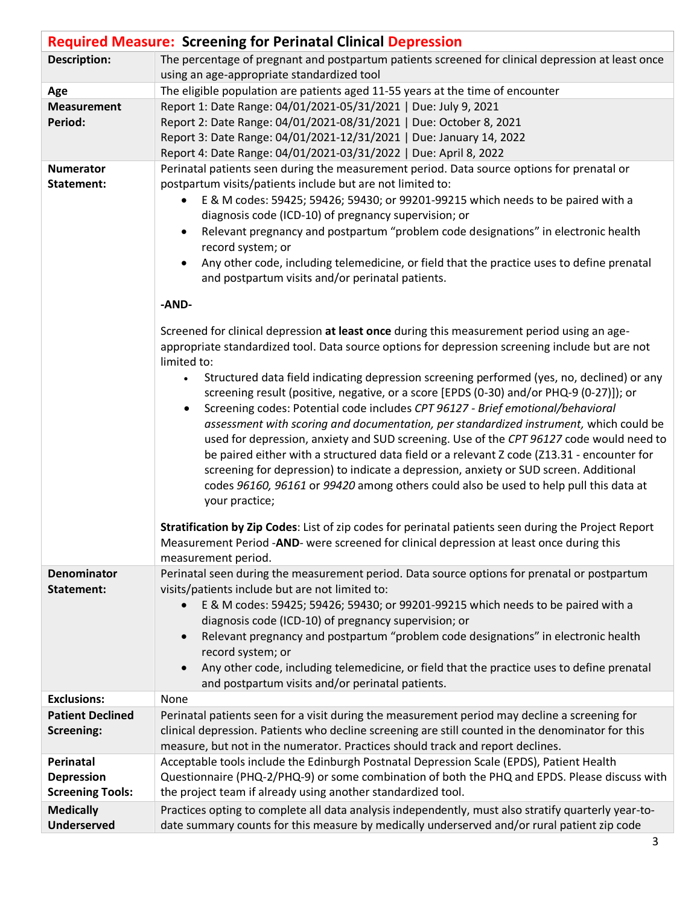| **Required Measure: Screening for Perinatal Clinical Depression** | |
|---|---|
| **Description:** | The percentage of pregnant and postpartum patients screened for clinical depression at least once using an age-appropriate standardized tool |
| **Age** | The eligible population are patients aged 11-55 years at the time of encounter |
| **Measurement Period:** | Report 1: Date Range: 04/01/2021-05/31/2021 \| Due: July 9, 2021<br>Report 2: Date Range: 04/01/2021-08/31/2021 \| Due: October 8, 2021<br>Report 3: Date Range: 04/01/2021-12/31/2021 \| Due: January 14, 2022<br>Report 4: Date Range: 04/01/2021-03/31/2022 \| Due: April 8, 2022 |
| **Numerator Statement:** | Perinatal patients seen during the measurement period. Data source options for prenatal or postpartum visits/patients include but are not limited to:<br>• E & M codes: 59425; 59426; 59430; or 99201-99215 which needs to be paired with a diagnosis code (ICD-10) of pregnancy supervision; or<br>• Relevant pregnancy and postpartum "problem code designations" in electronic health record system; or<br>• Any other code, including telemedicine, or field that the practice uses to define prenatal and postpartum visits and/or perinatal patients.<br><br>**-AND-**<br><br>Screened for clinical depression **at least once** during this measurement period using an age-appropriate standardized tool. Data source options for depression screening include but are not limited to:<br>• Structured data field indicating depression screening performed (yes, no, declined) or any screening result (positive, negative, or a score [EPDS (0-30) and/or PHQ-9 (0-27)]); or<br>• Screening codes: Potential code includes *CPT 96127 - Brief emotional/behavioral assessment with scoring and documentation, per standardized instrument,* which could be used for depression, anxiety and SUD screening. Use of the *CPT 96127* code would need to be paired either with a structured data field or a relevant Z code (Z13.31 - encounter for screening for depression) to indicate a depression, anxiety or SUD screen. Additional codes *96160, 96161* or *99420* among others could also be used to help pull this data at your practice;<br><br>**Stratification by Zip Codes**: List of zip codes for perinatal patients seen during the Project Report Measurement Period -**AND**- were screened for clinical depression at least once during this measurement period. |
| **Denominator Statement:** | Perinatal seen during the measurement period. Data source options for prenatal or postpartum visits/patients include but are not limited to:<br>• E & M codes: 59425; 59426; 59430; or 99201-99215 which needs to be paired with a diagnosis code (ICD-10) of pregnancy supervision; or<br>• Relevant pregnancy and postpartum "problem code designations" in electronic health record system; or<br>• Any other code, including telemedicine, or field that the practice uses to define prenatal and postpartum visits and/or perinatal patients. |
| **Exclusions:** | None |
| **Patient Declined Screening:** | Perinatal patients seen for a visit during the measurement period may decline a screening for clinical depression. Patients who decline screening are still counted in the denominator for this measure, but not in the numerator. Practices should track and report declines. |
| **Perinatal Depression Screening Tools:** | Acceptable tools include the Edinburgh Postnatal Depression Scale (EPDS), Patient Health Questionnaire (PHQ-2/PHQ-9) or some combination of both the PHQ and EPDS. Please discuss with the project team if already using another standardized tool. |
| **Medically Underserved** | Practices opting to complete all data analysis independently, must also stratify quarterly year-to-date summary counts for this measure by medically underserved and/or rural patient zip code |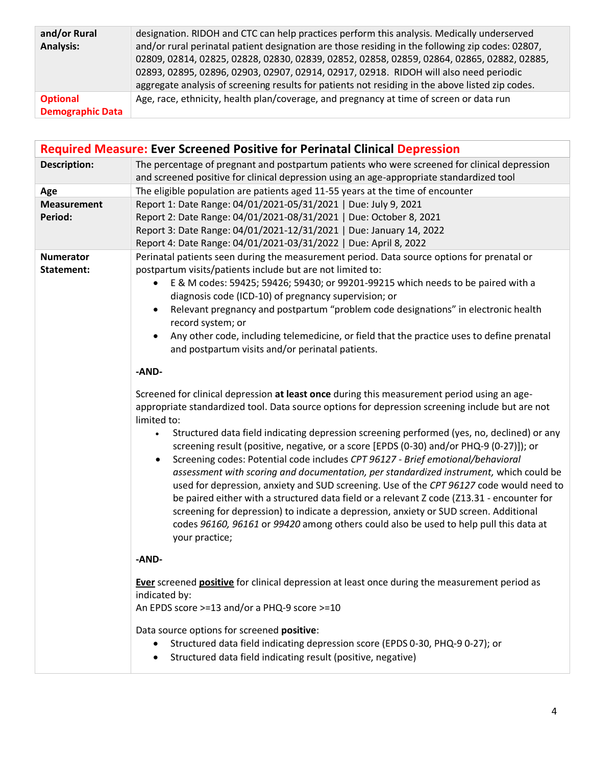| and/or Rural Analysis: | designation. RIDOH and CTC can help practices perform this analysis. Medically underserved and/or rural perinatal patient designation are those residing in the following zip codes: 02807, 02809, 02814, 02825, 02828, 02830, 02839, 02852, 02858, 02859, 02864, 02865, 02882, 02885, 02893, 02895, 02896, 02903, 02907, 02914, 02917, 02918. RIDOH will also need periodic aggregate analysis of screening results for patients not residing in the above listed zip codes. |
|---|---|
| **Optional Demographic Data** | Age, race, ethnicity, health plan/coverage, and pregnancy at time of screen or data run |

| **Required Measure: Ever Screened Positive for Perinatal Clinical Depression** | |
|---|---|
| **Description:** | The percentage of pregnant and postpartum patients who were screened for clinical depression and screened positive for clinical depression using an age-appropriate standardized tool |
| **Age** | The eligible population are patients aged 11-55 years at the time of encounter |
| **Measurement Period:** | Report 1: Date Range: 04/01/2021-05/31/2021 \| Due: July 9, 2021<br>Report 2: Date Range: 04/01/2021-08/31/2021 \| Due: October 8, 2021<br>Report 3: Date Range: 04/01/2021-12/31/2021 \| Due: January 14, 2022<br>Report 4: Date Range: 04/01/2021-03/31/2022 \| Due: April 8, 2022 |
| **Numerator Statement:** | Perinatal patients seen during the measurement period. Data source options for prenatal or postpartum visits/patients include but are not limited to:<br>• E & M codes: 59425; 59426; 59430; or 99201-99215 which needs to be paired with a diagnosis code (ICD-10) of pregnancy supervision; or<br>• Relevant pregnancy and postpartum "problem code designations" in electronic health record system; or<br>• Any other code, including telemedicine, or field that the practice uses to define prenatal and postpartum visits and/or perinatal patients.<br><br>**-AND-**<br><br>Screened for clinical depression **at least once** during this measurement period using an age-appropriate standardized tool. Data source options for depression screening include but are not limited to:<br>• Structured data field indicating depression screening performed (yes, no, declined) or any screening result (positive, negative, or a score [EPDS (0-30) and/or PHQ-9 (0-27)]); or<br>• Screening codes: Potential code includes *CPT 96127 - Brief emotional/behavioral assessment with scoring and documentation, per standardized instrument,* which could be used for depression, anxiety and SUD screening. Use of the *CPT 96127* code would need to be paired either with a structured data field or a relevant Z code (Z13.31 - encounter for screening for depression) to indicate a depression, anxiety or SUD screen. Additional codes *96160, 96161* or *99420* among others could also be used to help pull this data at your practice;<br><br>**-AND-**<br><br>**Ever** screened **positive** for clinical depression at least once during the measurement period as indicated by:<br>An EPDS score >=13 and/or a PHQ-9 score >=10<br><br>Data source options for screened **positive**:<br>• Structured data field indicating depression score (EPDS 0-30, PHQ-9 0-27); or<br>• Structured data field indicating result (positive, negative) |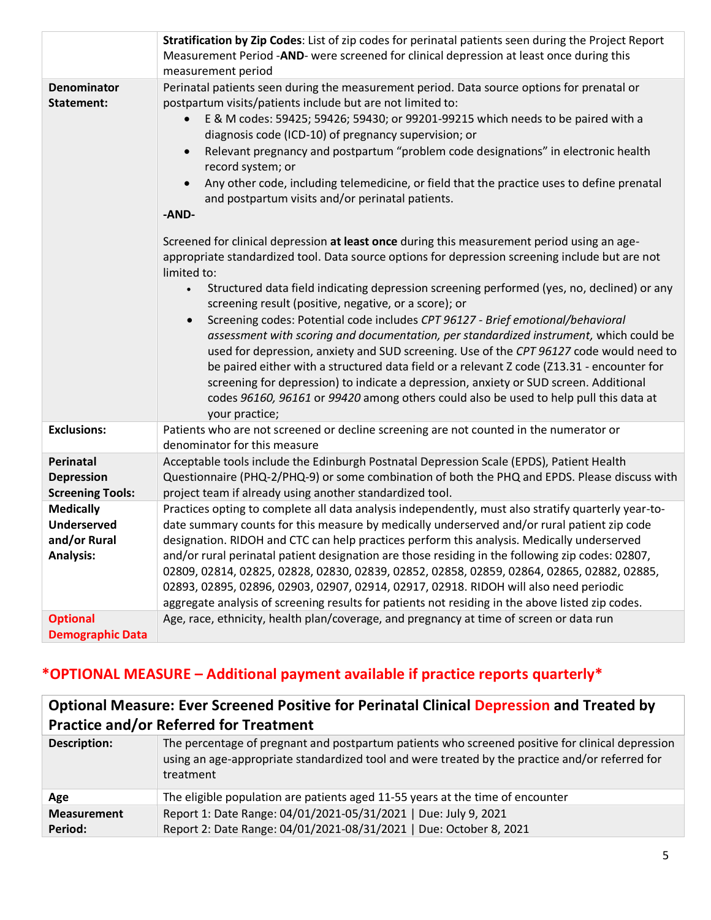| | |
|---|---|
| | **Stratification by Zip Codes**: List of zip codes for perinatal patients seen during the Project Report Measurement Period -**AND**- were screened for clinical depression at least once during this measurement period |
| **Denominator Statement:** | Perinatal patients seen during the measurement period. Data source options for prenatal or postpartum visits/patients include but are not limited to:<br>• E & M codes: 59425; 59426; 59430; or 99201-99215 which needs to be paired with a diagnosis code (ICD-10) of pregnancy supervision; or<br>• Relevant pregnancy and postpartum "problem code designations" in electronic health record system; or<br>• Any other code, including telemedicine, or field that the practice uses to define prenatal and postpartum visits and/or perinatal patients.<br>**-AND-**<br><br>Screened for clinical depression **at least once** during this measurement period using an age-appropriate standardized tool. Data source options for depression screening include but are not limited to:<br>• Structured data field indicating depression screening performed (yes, no, declined) or any screening result (positive, negative, or a score); or<br>• Screening codes: Potential code includes *CPT 96127 - Brief emotional/behavioral assessment with scoring and documentation, per standardized instrument,* which could be used for depression, anxiety and SUD screening. Use of the *CPT 96127* code would need to be paired either with a structured data field or a relevant Z code (Z13.31 - encounter for screening for depression) to indicate a depression, anxiety or SUD screen. Additional codes *96160, 96161* or *99420* among others could also be used to help pull this data at your practice; |
| **Exclusions:** | Patients who are not screened or decline screening are not counted in the numerator or denominator for this measure |
| **Perinatal Depression Screening Tools:** | Acceptable tools include the Edinburgh Postnatal Depression Scale (EPDS), Patient Health Questionnaire (PHQ-2/PHQ-9) or some combination of both the PHQ and EPDS. Please discuss with project team if already using another standardized tool. |
| **Medically Underserved and/or Rural Analysis:** | Practices opting to complete all data analysis independently, must also stratify quarterly year-to-date summary counts for this measure by medically underserved and/or rural patient zip code designation. RIDOH and CTC can help practices perform this analysis. Medically underserved and/or rural perinatal patient designation are those residing in the following zip codes: 02807, 02809, 02814, 02825, 02828, 02830, 02839, 02852, 02858, 02859, 02864, 02865, 02882, 02885, 02893, 02895, 02896, 02903, 02907, 02914, 02917, 02918. RIDOH will also need periodic aggregate analysis of screening results for patients not residing in the above listed zip codes. |
| **Optional Demographic Data** | Age, race, ethnicity, health plan/coverage, and pregnancy at time of screen or data run |

## *OPTIONAL MEASURE – Additional payment available if practice reports quarterly*

| **Optional Measure: Ever Screened Positive for Perinatal Clinical Depression and Treated by Practice and/or Referred for Treatment** | |
|---|---|
| **Description:** | The percentage of pregnant and postpartum patients who screened positive for clinical depression using an age-appropriate standardized tool and were treated by the practice and/or referred for treatment |
| **Age** | The eligible population are patients aged 11-55 years at the time of encounter |
| **Measurement Period:** | Report 1: Date Range: 04/01/2021-05/31/2021 \| Due: July 9, 2021<br>Report 2: Date Range: 04/01/2021-08/31/2021 \| Due: October 8, 2021 |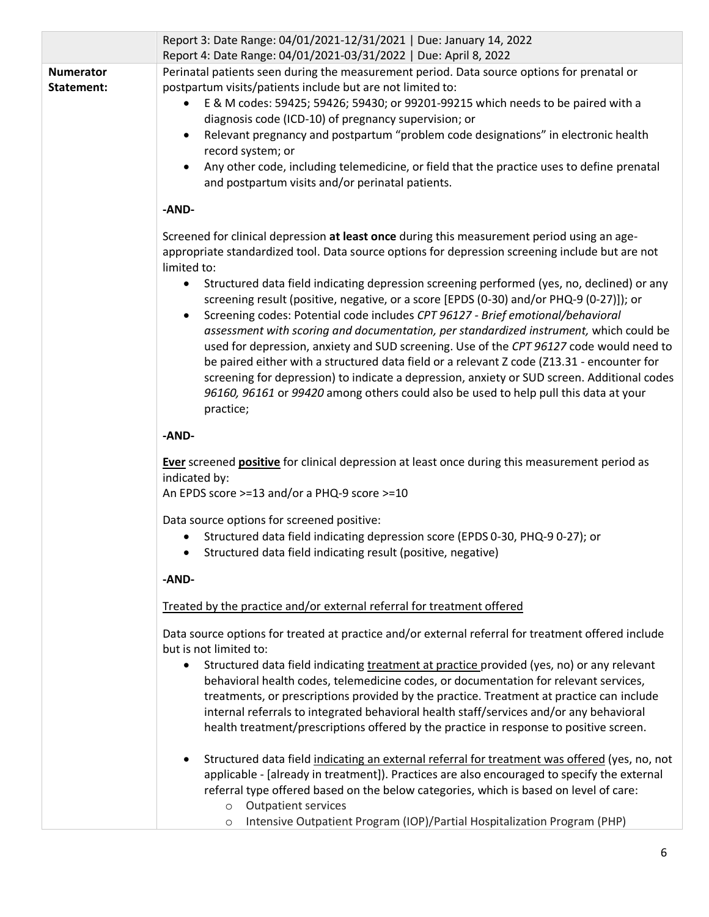| | |
|---|---|
| | Report 3: Date Range: 04/01/2021-12/31/2021 \| Due: January 14, 2022<br>Report 4: Date Range: 04/01/2021-03/31/2022 \| Due: April 8, 2022 |
| **Numerator Statement:** | Perinatal patients seen during the measurement period. Data source options for prenatal or postpartum visits/patients include but are not limited to:<br>• E & M codes: 59425; 59426; 59430; or 99201-99215 which needs to be paired with a diagnosis code (ICD-10) of pregnancy supervision; or<br>• Relevant pregnancy and postpartum "problem code designations" in electronic health record system; or<br>• Any other code, including telemedicine, or field that the practice uses to define prenatal and postpartum visits and/or perinatal patients.<br><br>**-AND-**<br><br>Screened for clinical depression **at least once** during this measurement period using an age-appropriate standardized tool. Data source options for depression screening include but are not limited to:<br>• Structured data field indicating depression screening performed (yes, no, declined) or any screening result (positive, negative, or a score [EPDS (0-30) and/or PHQ-9 (0-27)]); or<br>• Screening codes: Potential code includes *CPT 96127 - Brief emotional/behavioral assessment with scoring and documentation, per standardized instrument,* which could be used for depression, anxiety and SUD screening. Use of the *CPT 96127* code would need to be paired either with a structured data field or a relevant Z code (Z13.31 - encounter for screening for depression) to indicate a depression, anxiety or SUD screen. Additional codes *96160, 96161* or *99420* among others could also be used to help pull this data at your practice;<br><br>**-AND-**<br><br>**Ever** screened **positive** for clinical depression at least once during this measurement period as indicated by:<br>An EPDS score >=13 and/or a PHQ-9 score >=10<br><br>Data source options for screened positive:<br>• Structured data field indicating depression score (EPDS 0-30, PHQ-9 0-27); or<br>• Structured data field indicating result (positive, negative)<br><br>**-AND-**<br><br>Treated by the practice and/or external referral for treatment offered<br><br>Data source options for treated at practice and/or external referral for treatment offered include but is not limited to:<br>• Structured data field indicating treatment at practice provided (yes, no) or any relevant behavioral health codes, telemedicine codes, or documentation for relevant services, treatments, or prescriptions provided by the practice. Treatment at practice can include internal referrals to integrated behavioral health staff/services and/or any behavioral health treatment/prescriptions offered by the practice in response to positive screen.<br><br>• Structured data field indicating an external referral for treatment was offered (yes, no, not applicable - [already in treatment]). Practices are also encouraged to specify the external referral type offered based on the below categories, which is based on level of care:<br>  ○ Outpatient services<br>  ○ Intensive Outpatient Program (IOP)/Partial Hospitalization Program (PHP) |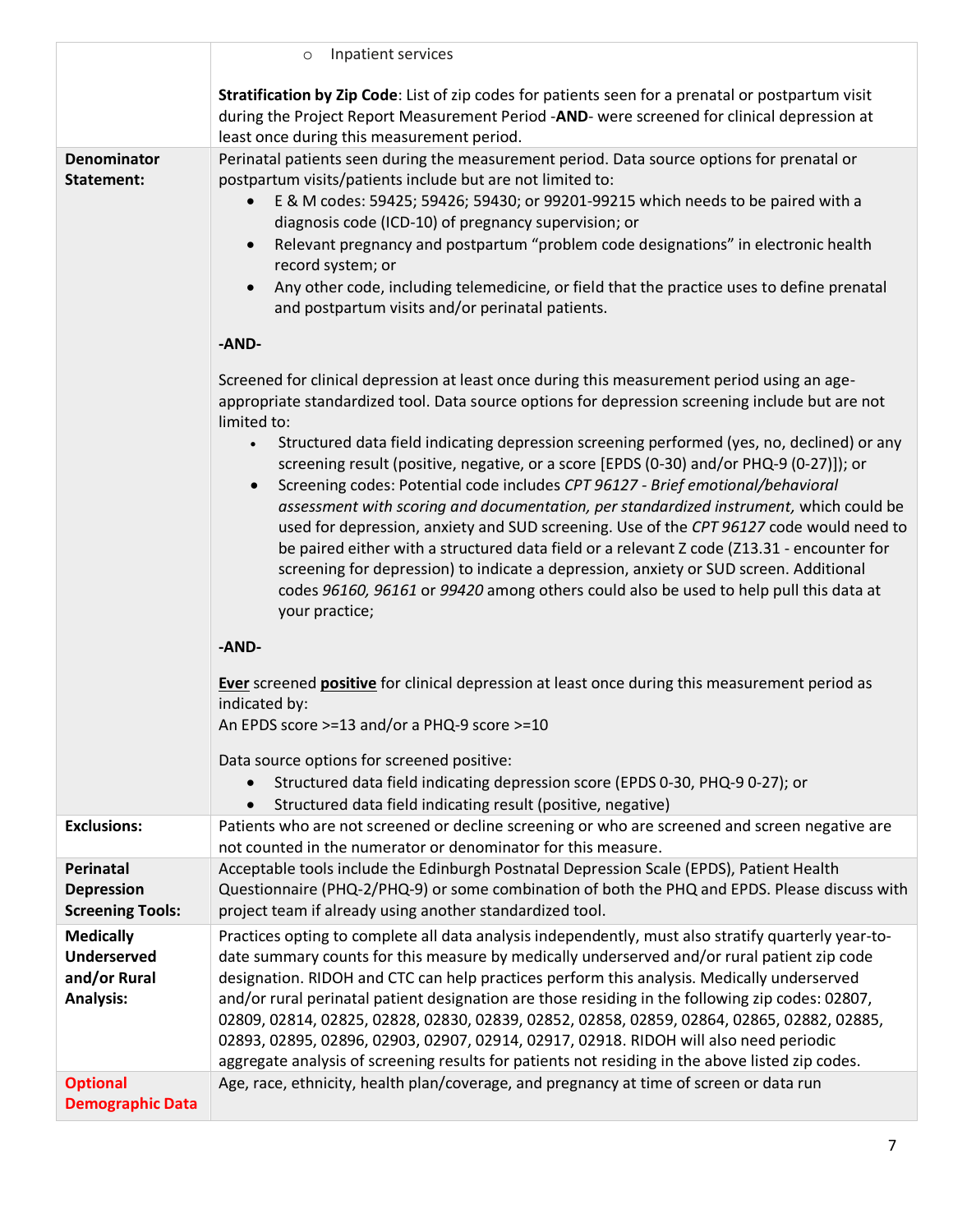| | |
|---|---|
| | ◦ Inpatient services<br><br>**Stratification by Zip Code**: List of zip codes for patients seen for a prenatal or postpartum visit during the Project Report Measurement Period -**AND**- were screened for clinical depression at least once during this measurement period. |
| **Denominator Statement:** | Perinatal patients seen during the measurement period. Data source options for prenatal or postpartum visits/patients include but are not limited to:<br>• E & M codes: 59425; 59426; 59430; or 99201-99215 which needs to be paired with a diagnosis code (ICD-10) of pregnancy supervision; or<br>• Relevant pregnancy and postpartum "problem code designations" in electronic health record system; or<br>• Any other code, including telemedicine, or field that the practice uses to define prenatal and postpartum visits and/or perinatal patients.<br><br>**-AND-**<br><br>Screened for clinical depression at least once during this measurement period using an age-appropriate standardized tool. Data source options for depression screening include but are not limited to:<br>• Structured data field indicating depression screening performed (yes, no, declined) or any screening result (positive, negative, or a score [EPDS (0-30) and/or PHQ-9 (0-27)]); or<br>• Screening codes: Potential code includes *CPT 96127 - Brief emotional/behavioral assessment with scoring and documentation, per standardized instrument,* which could be used for depression, anxiety and SUD screening. Use of the *CPT 96127* code would need to be paired either with a structured data field or a relevant Z code (Z13.31 - encounter for screening for depression) to indicate a depression, anxiety or SUD screen. Additional codes *96160, 96161* or *99420* among others could also be used to help pull this data at your practice;<br><br>**-AND-**<br><br>**<u>Ever</u>** screened **<u>positive</u>** for clinical depression at least once during this measurement period as indicated by:<br>An EPDS score >=13 and/or a PHQ-9 score >=10<br><br>Data source options for screened positive:<br>• Structured data field indicating depression score (EPDS 0-30, PHQ-9 0-27); or<br>• Structured data field indicating result (positive, negative) |
| **Exclusions:** | Patients who are not screened or decline screening or who are screened and screen negative are not counted in the numerator or denominator for this measure. |
| **Perinatal Depression Screening Tools:** | Acceptable tools include the Edinburgh Postnatal Depression Scale (EPDS), Patient Health Questionnaire (PHQ-2/PHQ-9) or some combination of both the PHQ and EPDS. Please discuss with project team if already using another standardized tool. |
| **Medically Underserved and/or Rural Analysis:** | Practices opting to complete all data analysis independently, must also stratify quarterly year-to-date summary counts for this measure by medically underserved and/or rural patient zip code designation. RIDOH and CTC can help practices perform this analysis. Medically underserved and/or rural perinatal patient designation are those residing in the following zip codes: 02807, 02809, 02814, 02825, 02828, 02830, 02839, 02852, 02858, 02859, 02864, 02865, 02882, 02885, 02893, 02895, 02896, 02903, 02907, 02914, 02917, 02918. RIDOH will also need periodic aggregate analysis of screening results for patients not residing in the above listed zip codes. |
| **Optional Demographic Data** | Age, race, ethnicity, health plan/coverage, and pregnancy at time of screen or data run |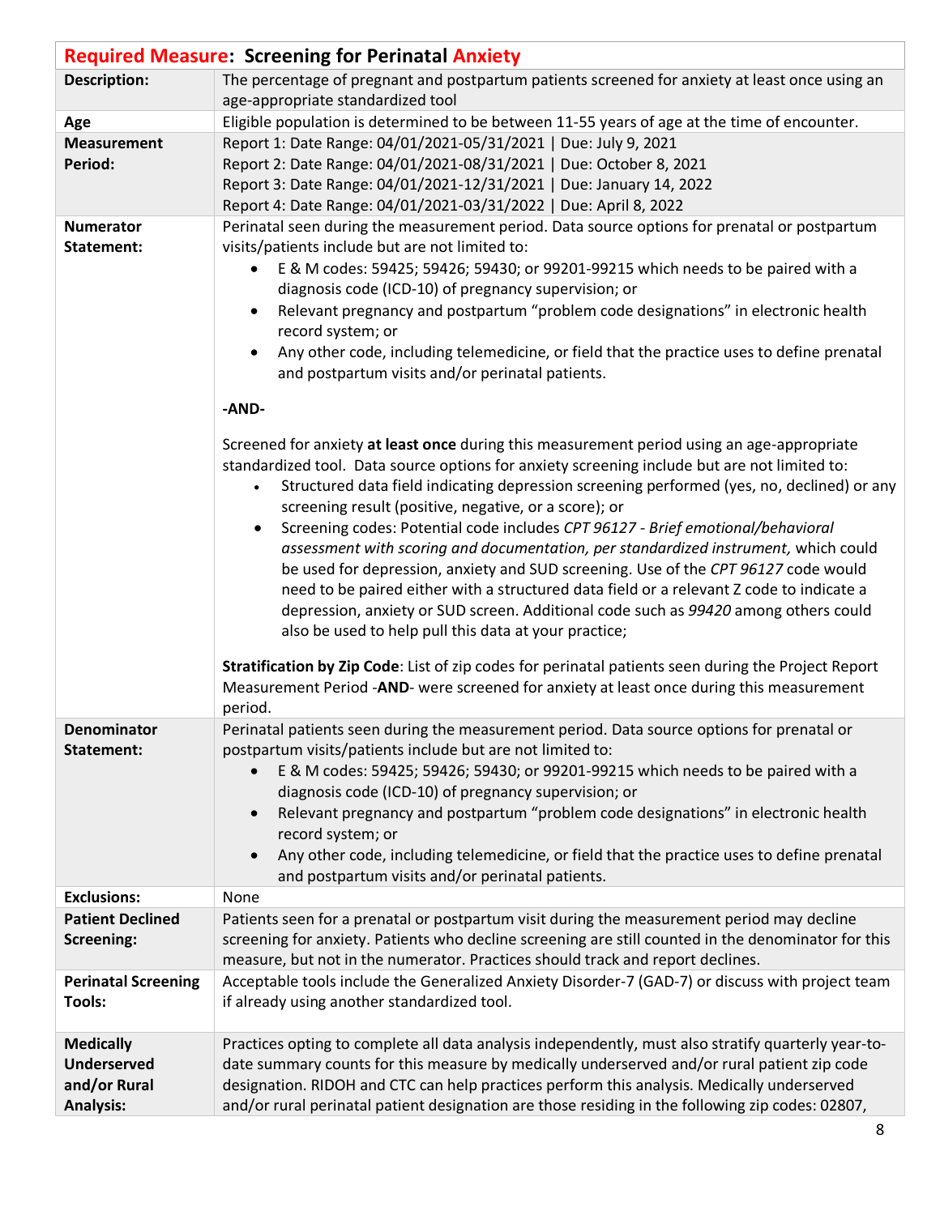| **Required Measure: Screening for Perinatal Anxiety** | |
|---|---|
| **Description:** | The percentage of pregnant and postpartum patients screened for anxiety at least once using an age-appropriate standardized tool |
| **Age** | Eligible population is determined to be between 11-55 years of age at the time of encounter. |
| **Measurement Period:** | Report 1: Date Range: 04/01/2021-05/31/2021 \| Due: July 9, 2021<br>Report 2: Date Range: 04/01/2021-08/31/2021 \| Due: October 8, 2021<br>Report 3: Date Range: 04/01/2021-12/31/2021 \| Due: January 14, 2022<br>Report 4: Date Range: 04/01/2021-03/31/2022 \| Due: April 8, 2022 |
| **Numerator Statement:** | Perinatal seen during the measurement period. Data source options for prenatal or postpartum visits/patients include but are not limited to:<br>• E & M codes: 59425; 59426; 59430; or 99201-99215 which needs to be paired with a diagnosis code (ICD-10) of pregnancy supervision; or<br>• Relevant pregnancy and postpartum "problem code designations" in electronic health record system; or<br>• Any other code, including telemedicine, or field that the practice uses to define prenatal and postpartum visits and/or perinatal patients.<br><br>**-AND-**<br><br>Screened for anxiety **at least once** during this measurement period using an age-appropriate standardized tool. Data source options for anxiety screening include but are not limited to:<br>• Structured data field indicating depression screening performed (yes, no, declined) or any screening result (positive, negative, or a score); or<br>• Screening codes: Potential code includes *CPT 96127 - Brief emotional/behavioral assessment with scoring and documentation, per standardized instrument,* which could be used for depression, anxiety and SUD screening. Use of the *CPT 96127* code would need to be paired either with a structured data field or a relevant Z code to indicate a depression, anxiety or SUD screen. Additional code such as *99420* among others could also be used to help pull this data at your practice;<br><br>**Stratification by Zip Code**: List of zip codes for perinatal patients seen during the Project Report Measurement Period -**AND**- were screened for anxiety at least once during this measurement period. |
| **Denominator Statement:** | Perinatal patients seen during the measurement period. Data source options for prenatal or postpartum visits/patients include but are not limited to:<br>• E & M codes: 59425; 59426; 59430; or 99201-99215 which needs to be paired with a diagnosis code (ICD-10) of pregnancy supervision; or<br>• Relevant pregnancy and postpartum "problem code designations" in electronic health record system; or<br>• Any other code, including telemedicine, or field that the practice uses to define prenatal and postpartum visits and/or perinatal patients. |
| **Exclusions:** | None |
| **Patient Declined Screening:** | Patients seen for a prenatal or postpartum visit during the measurement period may decline screening for anxiety. Patients who decline screening are still counted in the denominator for this measure, but not in the numerator. Practices should track and report declines. |
| **Perinatal Screening Tools:** | Acceptable tools include the Generalized Anxiety Disorder-7 (GAD-7) or discuss with project team if already using another standardized tool. |
| **Medically Underserved and/or Rural Analysis:** | Practices opting to complete all data analysis independently, must also stratify quarterly year-to-date summary counts for this measure by medically underserved and/or rural patient zip code designation. RIDOH and CTC can help practices perform this analysis. Medically underserved and/or rural perinatal patient designation are those residing in the following zip codes: 02807, |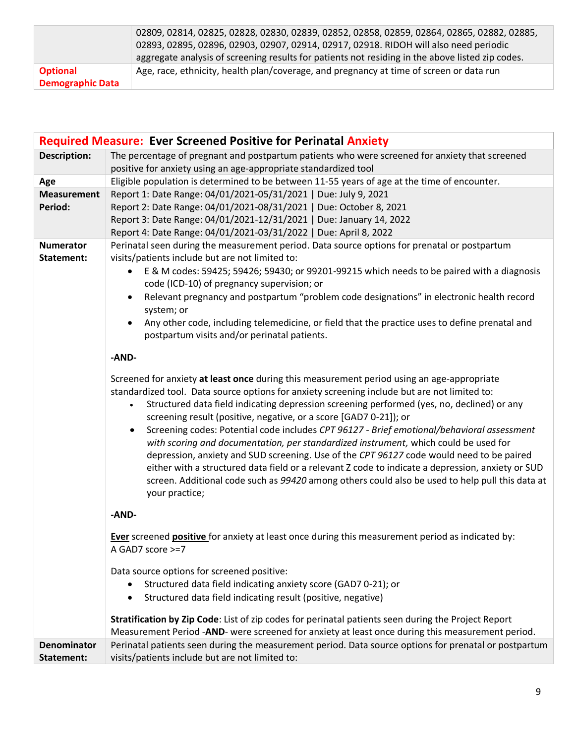| | |
|---|---|
| | 02809, 02814, 02825, 02828, 02830, 02839, 02852, 02858, 02859, 02864, 02865, 02882, 02885, 02893, 02895, 02896, 02903, 02907, 02914, 02917, 02918. RIDOH will also need periodic aggregate analysis of screening results for patients not residing in the above listed zip codes. |
| **Optional Demographic Data** | Age, race, ethnicity, health plan/coverage, and pregnancy at time of screen or data run |

| **Required Measure: Ever Screened Positive for Perinatal Anxiety** | |
|---|---|
| **Description:** | The percentage of pregnant and postpartum patients who were screened for anxiety that screened positive for anxiety using an age-appropriate standardized tool |
| **Age** | Eligible population is determined to be between 11-55 years of age at the time of encounter. |
| **Measurement Period:** | Report 1: Date Range: 04/01/2021-05/31/2021 \| Due: July 9, 2021<br>Report 2: Date Range: 04/01/2021-08/31/2021 \| Due: October 8, 2021<br>Report 3: Date Range: 04/01/2021-12/31/2021 \| Due: January 14, 2022<br>Report 4: Date Range: 04/01/2021-03/31/2022 \| Due: April 8, 2022 |
| **Numerator Statement:** | Perinatal seen during the measurement period. Data source options for prenatal or postpartum visits/patients include but are not limited to:<br>• E & M codes: 59425; 59426; 59430; or 99201-99215 which needs to be paired with a diagnosis code (ICD-10) of pregnancy supervision; or<br>• Relevant pregnancy and postpartum "problem code designations" in electronic health record system; or<br>• Any other code, including telemedicine, or field that the practice uses to define prenatal and postpartum visits and/or perinatal patients.<br><br>**-AND-**<br><br>Screened for anxiety **at least once** during this measurement period using an age-appropriate standardized tool. Data source options for anxiety screening include but are not limited to:<br>• Structured data field indicating depression screening performed (yes, no, declined) or any screening result (positive, negative, or a score [GAD7 0-21]); or<br>• Screening codes: Potential code includes *CPT 96127 - Brief emotional/behavioral assessment with scoring and documentation, per standardized instrument,* which could be used for depression, anxiety and SUD screening. Use of the *CPT 96127* code would need to be paired either with a structured data field or a relevant Z code to indicate a depression, anxiety or SUD screen. Additional code such as *99420* among others could also be used to help pull this data at your practice;<br><br>**-AND-**<br><br>**<u>Ever</u>** screened **<u>positive</u>** for anxiety at least once during this measurement period as indicated by:<br>A GAD7 score >=7<br><br>Data source options for screened positive:<br>• Structured data field indicating anxiety score (GAD7 0-21); or<br>• Structured data field indicating result (positive, negative)<br><br>**Stratification by Zip Code**: List of zip codes for perinatal patients seen during the Project Report Measurement Period -**AND**- were screened for anxiety at least once during this measurement period. |
| **Denominator Statement:** | Perinatal patients seen during the measurement period. Data source options for prenatal or postpartum visits/patients include but are not limited to: |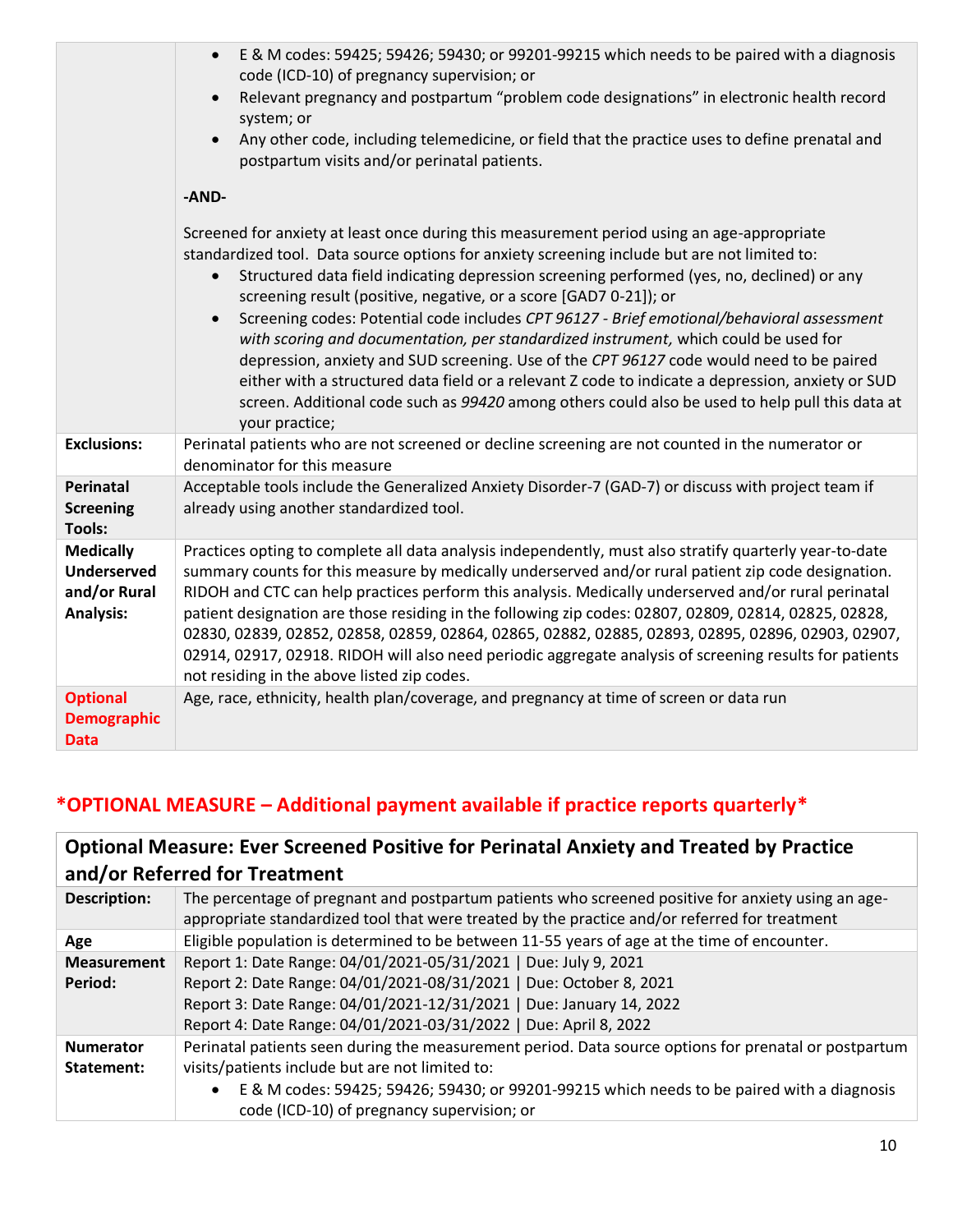| | |
|---|---|
| | • E & M codes: 59425; 59426; 59430; or 99201-99215 which needs to be paired with a diagnosis code (ICD-10) of pregnancy supervision; or<br>• Relevant pregnancy and postpartum "problem code designations" in electronic health record system; or<br>• Any other code, including telemedicine, or field that the practice uses to define prenatal and postpartum visits and/or perinatal patients.<br><br>**-AND-**<br><br>Screened for anxiety at least once during this measurement period using an age-appropriate standardized tool. Data source options for anxiety screening include but are not limited to:<br>• Structured data field indicating depression screening performed (yes, no, declined) or any screening result (positive, negative, or a score [GAD7 0-21]); or<br>• Screening codes: Potential code includes *CPT 96127 - Brief emotional/behavioral assessment with scoring and documentation, per standardized instrument,* which could be used for depression, anxiety and SUD screening. Use of the *CPT 96127* code would need to be paired either with a structured data field or a relevant Z code to indicate a depression, anxiety or SUD screen. Additional code such as *99420* among others could also be used to help pull this data at your practice; |
| **Exclusions:** | Perinatal patients who are not screened or decline screening are not counted in the numerator or denominator for this measure |
| **Perinatal Screening Tools:** | Acceptable tools include the Generalized Anxiety Disorder-7 (GAD-7) or discuss with project team if already using another standardized tool. |
| **Medically Underserved and/or Rural Analysis:** | Practices opting to complete all data analysis independently, must also stratify quarterly year-to-date summary counts for this measure by medically underserved and/or rural patient zip code designation. RIDOH and CTC can help practices perform this analysis. Medically underserved and/or rural perinatal patient designation are those residing in the following zip codes: 02807, 02809, 02814, 02825, 02828, 02830, 02839, 02852, 02858, 02859, 02864, 02865, 02882, 02885, 02893, 02895, 02896, 02903, 02907, 02914, 02917, 02918. RIDOH will also need periodic aggregate analysis of screening results for patients not residing in the above listed zip codes. |
| **Optional Demographic Data** | Age, race, ethnicity, health plan/coverage, and pregnancy at time of screen or data run |

## *OPTIONAL MEASURE – Additional payment available if practice reports quarterly*

| **Optional Measure: Ever Screened Positive for Perinatal Anxiety and Treated by Practice and/or Referred for Treatment** | |
|---|---|
| **Description:** | The percentage of pregnant and postpartum patients who screened positive for anxiety using an age-appropriate standardized tool that were treated by the practice and/or referred for treatment |
| **Age** | Eligible population is determined to be between 11-55 years of age at the time of encounter. |
| **Measurement Period:** | Report 1: Date Range: 04/01/2021-05/31/2021 \| Due: July 9, 2021<br>Report 2: Date Range: 04/01/2021-08/31/2021 \| Due: October 8, 2021<br>Report 3: Date Range: 04/01/2021-12/31/2021 \| Due: January 14, 2022<br>Report 4: Date Range: 04/01/2021-03/31/2022 \| Due: April 8, 2022 |
| **Numerator Statement:** | Perinatal patients seen during the measurement period. Data source options for prenatal or postpartum visits/patients include but are not limited to:<br>• E & M codes: 59425; 59426; 59430; or 99201-99215 which needs to be paired with a diagnosis code (ICD-10) of pregnancy supervision; or |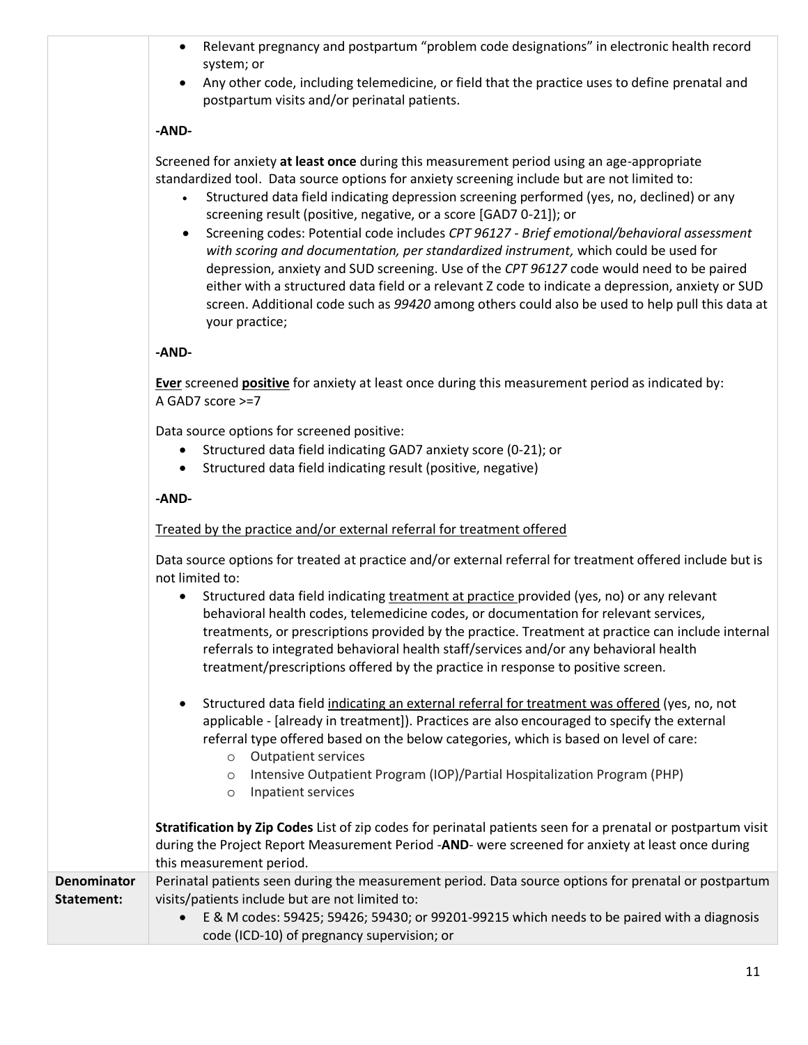| | |
|---|---|
| | • Relevant pregnancy and postpartum "problem code designations" in electronic health record system; or<br>• Any other code, including telemedicine, or field that the practice uses to define prenatal and postpartum visits and/or perinatal patients.<br><br>**-AND-**<br><br>Screened for anxiety **at least once** during this measurement period using an age-appropriate standardized tool. Data source options for anxiety screening include but are not limited to:<br>• Structured data field indicating depression screening performed (yes, no, declined) or any screening result (positive, negative, or a score [GAD7 0-21]); or<br>• Screening codes: Potential code includes *CPT 96127 - Brief emotional/behavioral assessment with scoring and documentation, per standardized instrument,* which could be used for depression, anxiety and SUD screening. Use of the *CPT 96127* code would need to be paired either with a structured data field or a relevant Z code to indicate a depression, anxiety or SUD screen. Additional code such as *99420* among others could also be used to help pull this data at your practice;<br><br>**-AND-**<br><br>**<u>Ever</u>** screened **<u>positive</u>** for anxiety at least once during this measurement period as indicated by:<br>A GAD7 score >=7<br><br>Data source options for screened positive:<br>• Structured data field indicating GAD7 anxiety score (0-21); or<br>• Structured data field indicating result (positive, negative)<br><br>**-AND-**<br><br><u>Treated by the practice and/or external referral for treatment offered</u><br><br>Data source options for treated at practice and/or external referral for treatment offered include but is not limited to:<br>• Structured data field indicating <u>treatment at practice</u> provided (yes, no) or any relevant behavioral health codes, telemedicine codes, or documentation for relevant services, treatments, or prescriptions provided by the practice. Treatment at practice can include internal referrals to integrated behavioral health staff/services and/or any behavioral health treatment/prescriptions offered by the practice in response to positive screen.<br><br>• Structured data field <u>indicating an external referral for treatment was offered</u> (yes, no, not applicable - [already in treatment]). Practices are also encouraged to specify the external referral type offered based on the below categories, which is based on level of care:<br>  ○ Outpatient services<br>  ○ Intensive Outpatient Program (IOP)/Partial Hospitalization Program (PHP)<br>  ○ Inpatient services<br><br>**Stratification by Zip Codes** List of zip codes for perinatal patients seen for a prenatal or postpartum visit during the Project Report Measurement Period -**AND**- were screened for anxiety at least once during this measurement period. |
| **Denominator Statement:** | Perinatal patients seen during the measurement period. Data source options for prenatal or postpartum visits/patients include but are not limited to:<br>• E & M codes: 59425; 59426; 59430; or 99201-99215 which needs to be paired with a diagnosis code (ICD-10) of pregnancy supervision; or |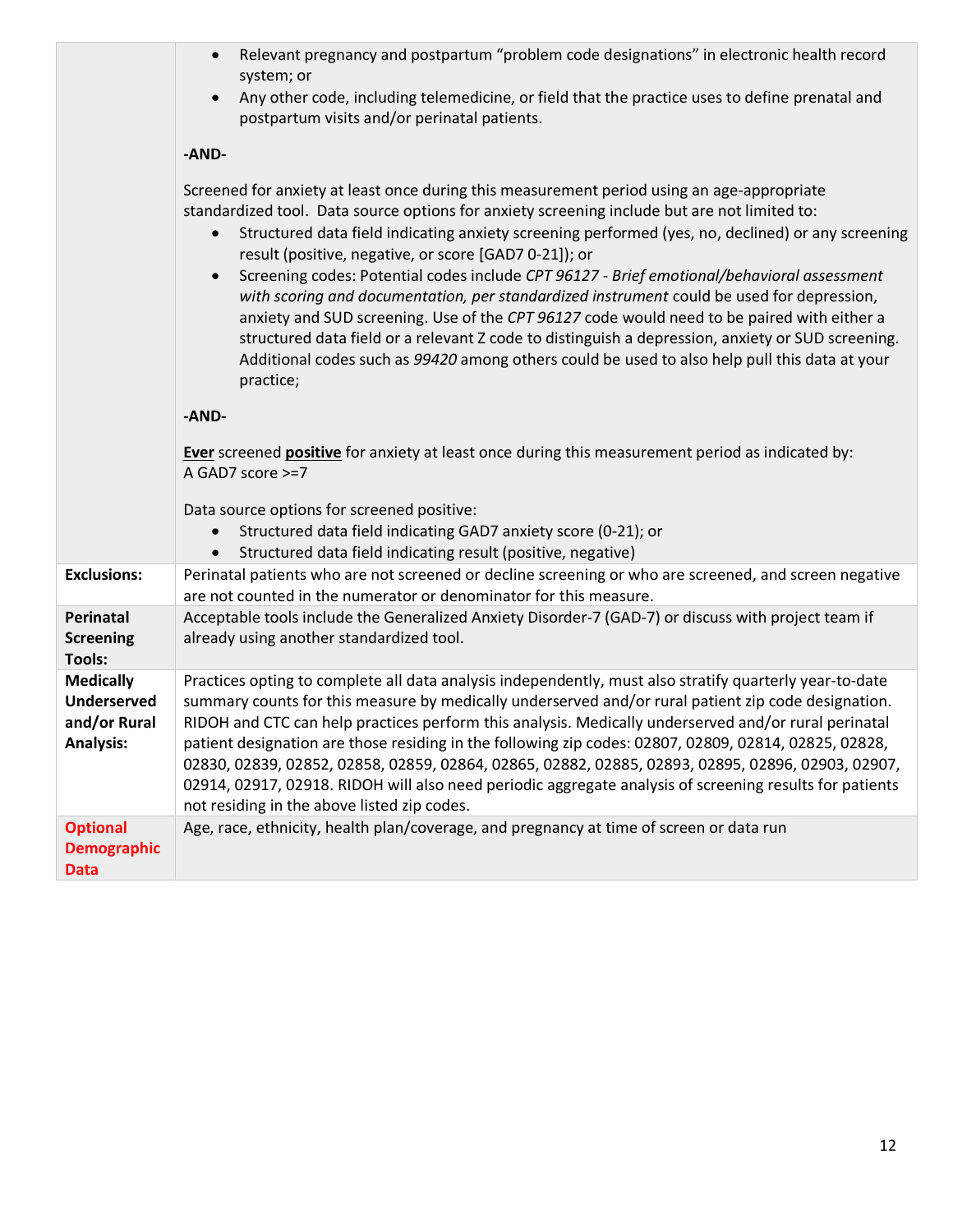| | |
|---|---|
| | • Relevant pregnancy and postpartum "problem code designations" in electronic health record system; or<br>• Any other code, including telemedicine, or field that the practice uses to define prenatal and postpartum visits and/or perinatal patients.<br><br>**-AND-**<br><br>Screened for anxiety at least once during this measurement period using an age-appropriate standardized tool. Data source options for anxiety screening include but are not limited to:<br>• Structured data field indicating anxiety screening performed (yes, no, declined) or any screening result (positive, negative, or score [GAD7 0-21]); or<br>• Screening codes: Potential codes include *CPT 96127 - Brief emotional/behavioral assessment with scoring and documentation, per standardized instrument* could be used for depression, anxiety and SUD screening. Use of the *CPT 96127* code would need to be paired with either a structured data field or a relevant Z code to distinguish a depression, anxiety or SUD screening. Additional codes such as *99420* among others could be used to also help pull this data at your practice;<br><br>**-AND-**<br><br>**Ever** screened **positive** for anxiety at least once during this measurement period as indicated by:<br>A GAD7 score >=7<br><br>Data source options for screened positive:<br>• Structured data field indicating GAD7 anxiety score (0-21); or<br>• Structured data field indicating result (positive, negative) |
| **Exclusions:** | Perinatal patients who are not screened or decline screening or who are screened, and screen negative are not counted in the numerator or denominator for this measure. |
| **Perinatal Screening Tools:** | Acceptable tools include the Generalized Anxiety Disorder-7 (GAD-7) or discuss with project team if already using another standardized tool. |
| **Medically Underserved and/or Rural Analysis:** | Practices opting to complete all data analysis independently, must also stratify quarterly year-to-date summary counts for this measure by medically underserved and/or rural patient zip code designation. RIDOH and CTC can help practices perform this analysis. Medically underserved and/or rural perinatal patient designation are those residing in the following zip codes: 02807, 02809, 02814, 02825, 02828, 02830, 02839, 02852, 02858, 02859, 02864, 02865, 02882, 02885, 02893, 02895, 02896, 02903, 02907, 02914, 02917, 02918. RIDOH will also need periodic aggregate analysis of screening results for patients not residing in the above listed zip codes. |
| **Optional Demographic Data** | Age, race, ethnicity, health plan/coverage, and pregnancy at time of screen or data run |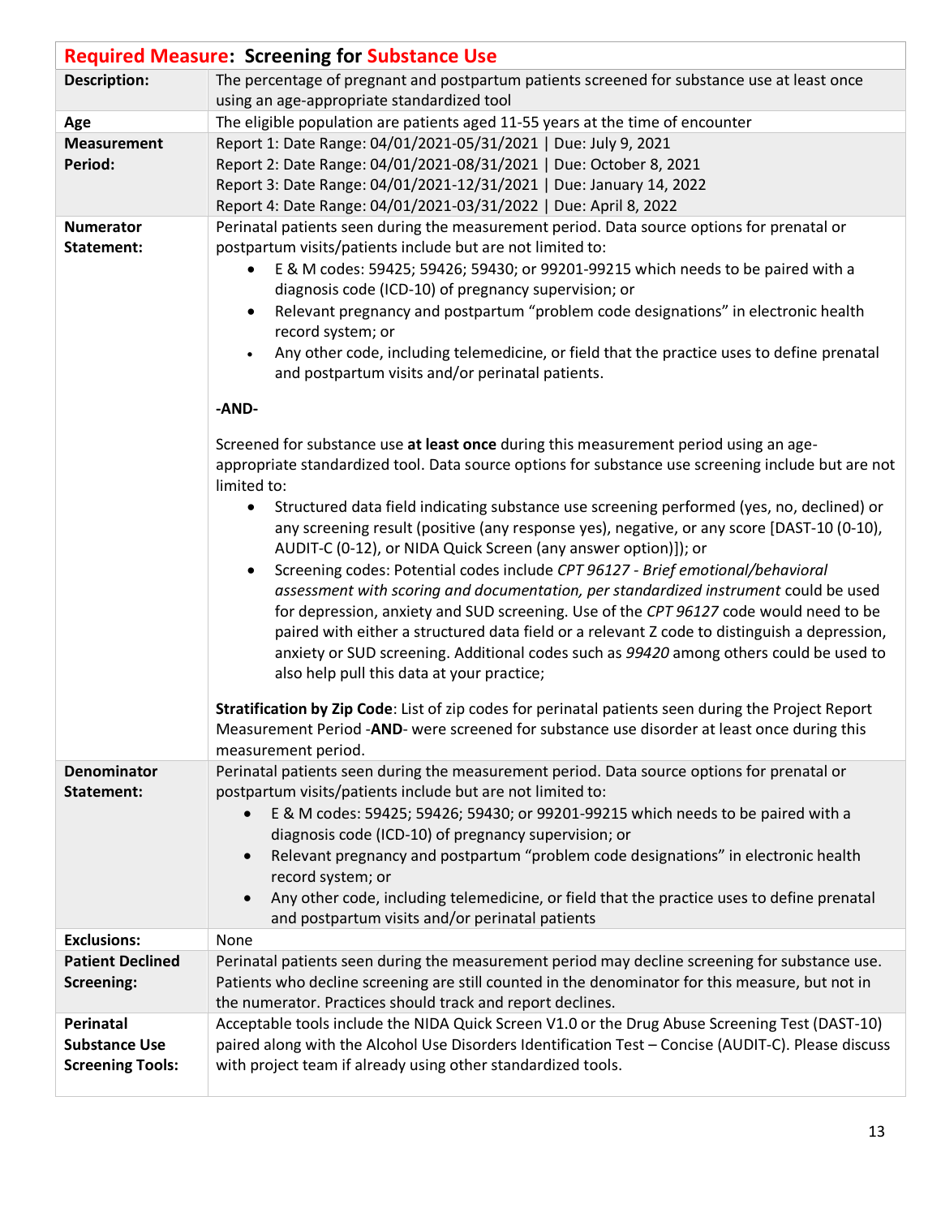## **Required Measure: Screening for Substance Use**

| | |
|---|---|
| **Description:** | The percentage of pregnant and postpartum patients screened for substance use at least once using an age-appropriate standardized tool |
| **Age** | The eligible population are patients aged 11-55 years at the time of encounter |
| **Measurement Period:** | Report 1: Date Range: 04/01/2021-05/31/2021 \| Due: July 9, 2021<br>Report 2: Date Range: 04/01/2021-08/31/2021 \| Due: October 8, 2021<br>Report 3: Date Range: 04/01/2021-12/31/2021 \| Due: January 14, 2022<br>Report 4: Date Range: 04/01/2021-03/31/2022 \| Due: April 8, 2022 |
| **Numerator Statement:** | Perinatal patients seen during the measurement period. Data source options for prenatal or postpartum visits/patients include but are not limited to:<br>• E & M codes: 59425; 59426; 59430; or 99201-99215 which needs to be paired with a diagnosis code (ICD-10) of pregnancy supervision; or<br>• Relevant pregnancy and postpartum "problem code designations" in electronic health record system; or<br>• Any other code, including telemedicine, or field that the practice uses to define prenatal and postpartum visits and/or perinatal patients.<br><br>**-AND-**<br><br>Screened for substance use **at least once** during this measurement period using an age-appropriate standardized tool. Data source options for substance use screening include but are not limited to:<br>• Structured data field indicating substance use screening performed (yes, no, declined) or any screening result (positive (any response yes), negative, or any score [DAST-10 (0-10), AUDIT-C (0-12), or NIDA Quick Screen (any answer option)]); or<br>• Screening codes: Potential codes include *CPT 96127 - Brief emotional/behavioral assessment with scoring and documentation, per standardized instrument* could be used for depression, anxiety and SUD screening. Use of the *CPT 96127* code would need to be paired with either a structured data field or a relevant Z code to distinguish a depression, anxiety or SUD screening. Additional codes such as *99420* among others could be used to also help pull this data at your practice;<br><br>**Stratification by Zip Code**: List of zip codes for perinatal patients seen during the Project Report Measurement Period -**AND**- were screened for substance use disorder at least once during this measurement period. |
| **Denominator Statement:** | Perinatal patients seen during the measurement period. Data source options for prenatal or postpartum visits/patients include but are not limited to:<br>• E & M codes: 59425; 59426; 59430; or 99201-99215 which needs to be paired with a diagnosis code (ICD-10) of pregnancy supervision; or<br>• Relevant pregnancy and postpartum "problem code designations" in electronic health record system; or<br>• Any other code, including telemedicine, or field that the practice uses to define prenatal and postpartum visits and/or perinatal patients |
| **Exclusions:** | None |
| **Patient Declined Screening:** | Perinatal patients seen during the measurement period may decline screening for substance use. Patients who decline screening are still counted in the denominator for this measure, but not in the numerator. Practices should track and report declines. |
| **Perinatal Substance Use Screening Tools:** | Acceptable tools include the NIDA Quick Screen V1.0 or the Drug Abuse Screening Test (DAST-10) paired along with the Alcohol Use Disorders Identification Test – Concise (AUDIT-C). Please discuss with project team if already using other standardized tools. |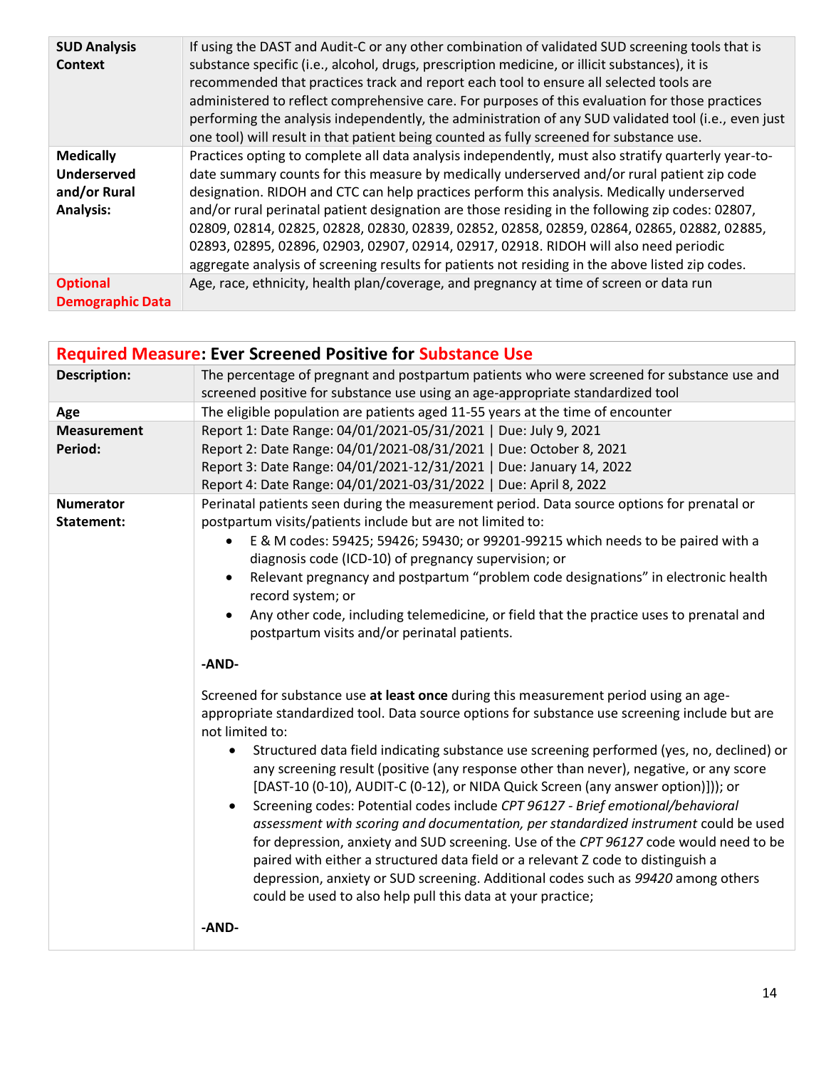| | |
|---|---|
| **SUD Analysis Context** | If using the DAST and Audit-C or any other combination of validated SUD screening tools that is substance specific (i.e., alcohol, drugs, prescription medicine, or illicit substances), it is recommended that practices track and report each tool to ensure all selected tools are administered to reflect comprehensive care. For purposes of this evaluation for those practices performing the analysis independently, the administration of any SUD validated tool (i.e., even just one tool) will result in that patient being counted as fully screened for substance use. |
| **Medically Underserved and/or Rural Analysis:** | Practices opting to complete all data analysis independently, must also stratify quarterly year-to-date summary counts for this measure by medically underserved and/or rural patient zip code designation. RIDOH and CTC can help practices perform this analysis. Medically underserved and/or rural perinatal patient designation are those residing in the following zip codes: 02807, 02809, 02814, 02825, 02828, 02830, 02839, 02852, 02858, 02859, 02864, 02865, 02882, 02885, 02893, 02895, 02896, 02903, 02907, 02914, 02917, 02918. RIDOH will also need periodic aggregate analysis of screening results for patients not residing in the above listed zip codes. |
| **Optional Demographic Data** | Age, race, ethnicity, health plan/coverage, and pregnancy at time of screen or data run |

| **Required Measure: Ever Screened Positive for Substance Use** | |
|---|---|
| **Description:** | The percentage of pregnant and postpartum patients who were screened for substance use and screened positive for substance use using an age-appropriate standardized tool |
| **Age** | The eligible population are patients aged 11-55 years at the time of encounter |
| **Measurement Period:** | Report 1: Date Range: 04/01/2021-05/31/2021 \| Due: July 9, 2021<br>Report 2: Date Range: 04/01/2021-08/31/2021 \| Due: October 8, 2021<br>Report 3: Date Range: 04/01/2021-12/31/2021 \| Due: January 14, 2022<br>Report 4: Date Range: 04/01/2021-03/31/2022 \| Due: April 8, 2022 |
| **Numerator Statement:** | Perinatal patients seen during the measurement period. Data source options for prenatal or postpartum visits/patients include but are not limited to:<br>• E & M codes: 59425; 59426; 59430; or 99201-99215 which needs to be paired with a diagnosis code (ICD-10) of pregnancy supervision; or<br>• Relevant pregnancy and postpartum "problem code designations" in electronic health record system; or<br>• Any other code, including telemedicine, or field that the practice uses to prenatal and postpartum visits and/or perinatal patients.<br><br>**-AND-**<br><br>Screened for substance use **at least once** during this measurement period using an age-appropriate standardized tool. Data source options for substance use screening include but are not limited to:<br>• Structured data field indicating substance use screening performed (yes, no, declined) or any screening result (positive (any response other than never), negative, or any score [DAST-10 (0-10), AUDIT-C (0-12), or NIDA Quick Screen (any answer option)])); or<br>• Screening codes: Potential codes include *CPT 96127 - Brief emotional/behavioral assessment with scoring and documentation, per standardized instrument* could be used for depression, anxiety and SUD screening. Use of the *CPT 96127* code would need to be paired with either a structured data field or a relevant Z code to distinguish a depression, anxiety or SUD screening. Additional codes such as *99420* among others could be used to also help pull this data at your practice;<br><br>**-AND-** |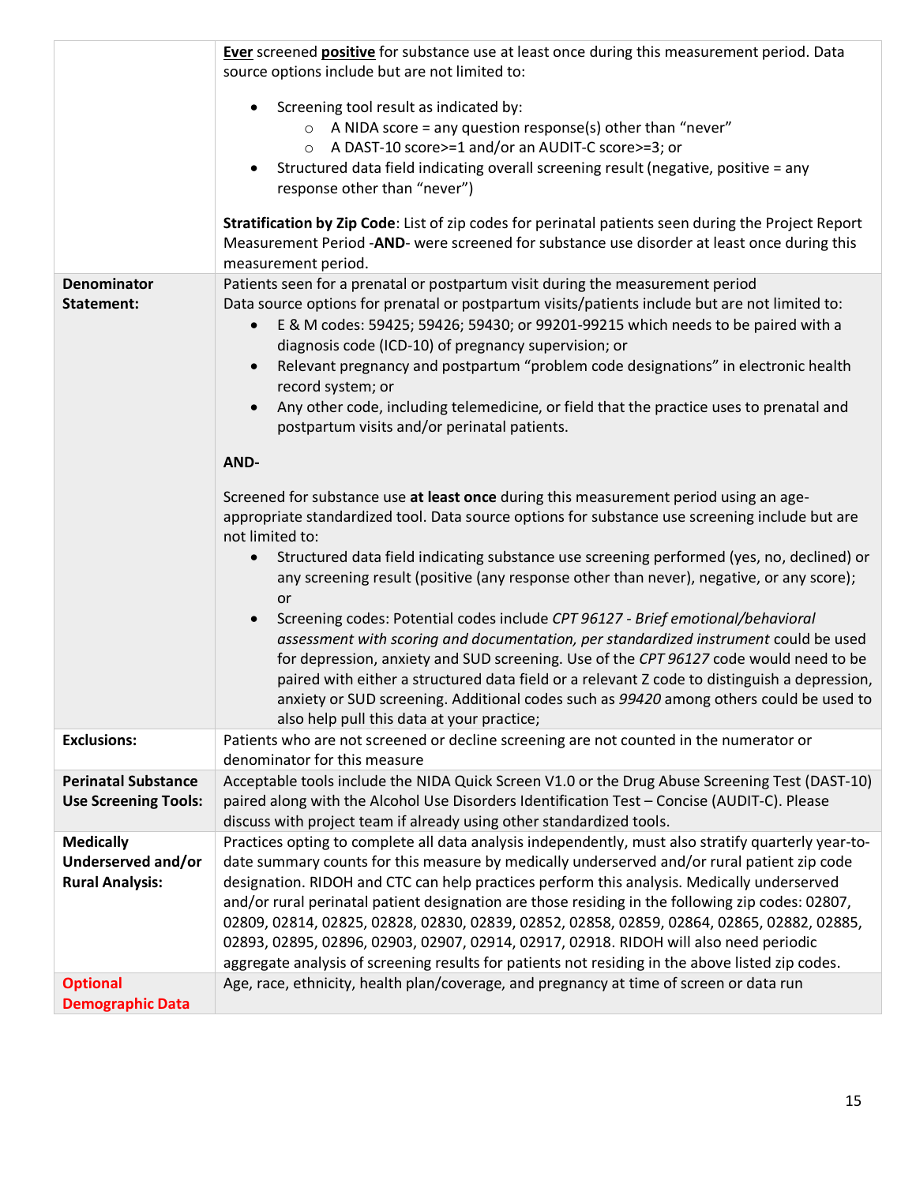| | |
|---|---|
| | **Ever** screened **positive** for substance use at least once during this measurement period. Data source options include but are not limited to:<br><br>• Screening tool result as indicated by:<br>  ○ A NIDA score = any question response(s) other than "never"<br>  ○ A DAST-10 score>=1 and/or an AUDIT-C score>=3; or<br>• Structured data field indicating overall screening result (negative, positive = any response other than "never")<br><br>**Stratification by Zip Code**: List of zip codes for perinatal patients seen during the Project Report Measurement Period -**AND**- were screened for substance use disorder at least once during this measurement period. |
| **Denominator Statement:** | Patients seen for a prenatal or postpartum visit during the measurement period<br>Data source options for prenatal or postpartum visits/patients include but are not limited to:<br>• E & M codes: 59425; 59426; 59430; or 99201-99215 which needs to be paired with a diagnosis code (ICD-10) of pregnancy supervision; or<br>• Relevant pregnancy and postpartum "problem code designations" in electronic health record system; or<br>• Any other code, including telemedicine, or field that the practice uses to prenatal and postpartum visits and/or perinatal patients.<br><br>**AND-**<br><br>Screened for substance use **at least once** during this measurement period using an age-appropriate standardized tool. Data source options for substance use screening include but are not limited to:<br>• Structured data field indicating substance use screening performed (yes, no, declined) or any screening result (positive (any response other than never), negative, or any score); or<br>• Screening codes: Potential codes include *CPT 96127 - Brief emotional/behavioral assessment with scoring and documentation, per standardized instrument* could be used for depression, anxiety and SUD screening. Use of the *CPT 96127* code would need to be paired with either a structured data field or a relevant Z code to distinguish a depression, anxiety or SUD screening. Additional codes such as *99420* among others could be used to also help pull this data at your practice; |
| **Exclusions:** | Patients who are not screened or decline screening are not counted in the numerator or denominator for this measure |
| **Perinatal Substance Use Screening Tools:** | Acceptable tools include the NIDA Quick Screen V1.0 or the Drug Abuse Screening Test (DAST-10) paired along with the Alcohol Use Disorders Identification Test – Concise (AUDIT-C). Please discuss with project team if already using other standardized tools. |
| **Medically Underserved and/or Rural Analysis:** | Practices opting to complete all data analysis independently, must also stratify quarterly year-to-date summary counts for this measure by medically underserved and/or rural patient zip code designation. RIDOH and CTC can help practices perform this analysis. Medically underserved and/or rural perinatal patient designation are those residing in the following zip codes: 02807, 02809, 02814, 02825, 02828, 02830, 02839, 02852, 02858, 02859, 02864, 02865, 02882, 02885, 02893, 02895, 02896, 02903, 02907, 02914, 02917, 02918. RIDOH will also need periodic aggregate analysis of screening results for patients not residing in the above listed zip codes. |
| **Optional Demographic Data** | Age, race, ethnicity, health plan/coverage, and pregnancy at time of screen or data run |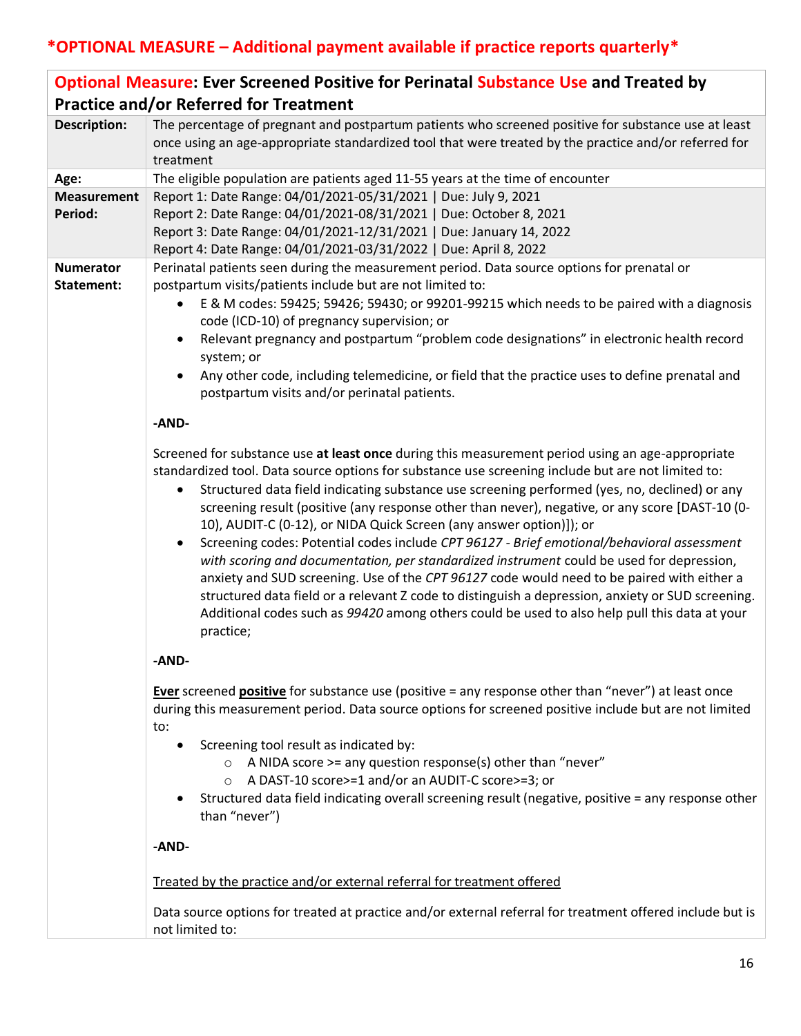**\*OPTIONAL MEASURE – Additional payment available if practice reports quarterly\***

| **Optional Measure: Ever Screened Positive for Perinatal Substance Use and Treated by Practice and/or Referred for Treatment** | |
|---|---|
| **Description:** | The percentage of pregnant and postpartum patients who screened positive for substance use at least once using an age-appropriate standardized tool that were treated by the practice and/or referred for treatment |
| **Age:** | The eligible population are patients aged 11-55 years at the time of encounter |
| **Measurement Period:** | Report 1: Date Range: 04/01/2021-05/31/2021 \| Due: July 9, 2021<br>Report 2: Date Range: 04/01/2021-08/31/2021 \| Due: October 8, 2021<br>Report 3: Date Range: 04/01/2021-12/31/2021 \| Due: January 14, 2022<br>Report 4: Date Range: 04/01/2021-03/31/2022 \| Due: April 8, 2022 |
| **Numerator Statement:** | Perinatal patients seen during the measurement period. Data source options for prenatal or postpartum visits/patients include but are not limited to:<br>• E & M codes: 59425; 59426; 59430; or 99201-99215 which needs to be paired with a diagnosis code (ICD-10) of pregnancy supervision; or<br>• Relevant pregnancy and postpartum "problem code designations" in electronic health record system; or<br>• Any other code, including telemedicine, or field that the practice uses to define prenatal and postpartum visits and/or perinatal patients.<br><br>**-AND-**<br><br>Screened for substance use **at least once** during this measurement period using an age-appropriate standardized tool. Data source options for substance use screening include but are not limited to:<br>• Structured data field indicating substance use screening performed (yes, no, declined) or any screening result (positive (any response other than never), negative, or any score [DAST-10 (0-10), AUDIT-C (0-12), or NIDA Quick Screen (any answer option)]); or<br>• Screening codes: Potential codes include *CPT 96127 - Brief emotional/behavioral assessment with scoring and documentation, per standardized instrument* could be used for depression, anxiety and SUD screening. Use of the *CPT 96127* code would need to be paired with either a structured data field or a relevant Z code to distinguish a depression, anxiety or SUD screening. Additional codes such as *99420* among others could be used to also help pull this data at your practice;<br><br>**-AND-**<br><br>**<u>Ever</u>** screened **<u>positive</u>** for substance use (positive = any response other than "never") at least once during this measurement period. Data source options for screened positive include but are not limited to:<br>• Screening tool result as indicated by:<br>&nbsp;&nbsp;&nbsp;&nbsp;○ A NIDA score >= any question response(s) other than "never"<br>&nbsp;&nbsp;&nbsp;&nbsp;○ A DAST-10 score>=1 and/or an AUDIT-C score>=3; or<br>• Structured data field indicating overall screening result (negative, positive = any response other than "never")<br><br>**-AND-**<br><br><u>Treated by the practice and/or external referral for treatment offered</u><br><br>Data source options for treated at practice and/or external referral for treatment offered include but is not limited to: |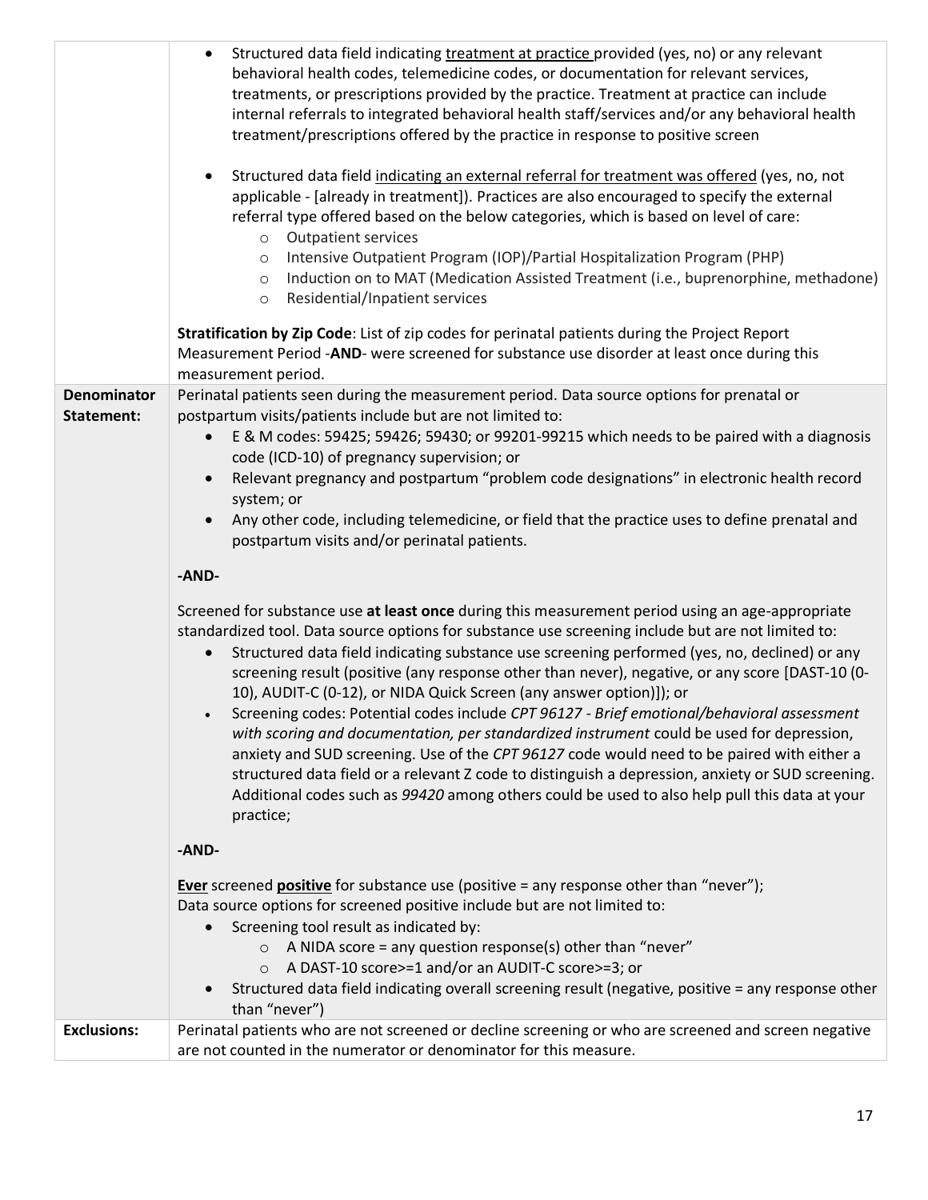| | |
|---|---|
| | • Structured data field indicating <u>treatment at practice</u> provided (yes, no) or any relevant behavioral health codes, telemedicine codes, or documentation for relevant services, treatments, or prescriptions provided by the practice. Treatment at practice can include internal referrals to integrated behavioral health staff/services and/or any behavioral health treatment/prescriptions offered by the practice in response to positive screen<br><br>• Structured data field <u>indicating an external referral for treatment was offered</u> (yes, no, not applicable - [already in treatment]). Practices are also encouraged to specify the external referral type offered based on the below categories, which is based on level of care:<br>&nbsp;&nbsp;&nbsp;&nbsp;○ Outpatient services<br>&nbsp;&nbsp;&nbsp;&nbsp;○ Intensive Outpatient Program (IOP)/Partial Hospitalization Program (PHP)<br>&nbsp;&nbsp;&nbsp;&nbsp;○ Induction on to MAT (Medication Assisted Treatment (i.e., buprenorphine, methadone)<br>&nbsp;&nbsp;&nbsp;&nbsp;○ Residential/Inpatient services<br><br>**Stratification by Zip Code**: List of zip codes for perinatal patients during the Project Report Measurement Period -**AND**- were screened for substance use disorder at least once during this measurement period. |
| **Denominator Statement:** | Perinatal patients seen during the measurement period. Data source options for prenatal or postpartum visits/patients include but are not limited to:<br>• E & M codes: 59425; 59426; 59430; or 99201-99215 which needs to be paired with a diagnosis code (ICD-10) of pregnancy supervision; or<br>• Relevant pregnancy and postpartum "problem code designations" in electronic health record system; or<br>• Any other code, including telemedicine, or field that the practice uses to define prenatal and postpartum visits and/or perinatal patients.<br><br>**-AND-**<br><br>Screened for substance use **at least once** during this measurement period using an age-appropriate standardized tool. Data source options for substance use screening include but are not limited to:<br>• Structured data field indicating substance use screening performed (yes, no, declined) or any screening result (positive (any response other than never), negative, or any score [DAST-10 (0-10), AUDIT-C (0-12), or NIDA Quick Screen (any answer option)]); or<br>• Screening codes: Potential codes include *CPT 96127 - Brief emotional/behavioral assessment with scoring and documentation, per standardized instrument* could be used for depression, anxiety and SUD screening. Use of the *CPT 96127* code would need to be paired with either a structured data field or a relevant Z code to distinguish a depression, anxiety or SUD screening. Additional codes such as *99420* among others could be used to also help pull this data at your practice;<br><br>**-AND-**<br><br><u>**Ever**</u> screened <u>**positive**</u> for substance use (positive = any response other than "never");<br>Data source options for screened positive include but are not limited to:<br>• Screening tool result as indicated by:<br>&nbsp;&nbsp;&nbsp;&nbsp;○ A NIDA score = any question response(s) other than "never"<br>&nbsp;&nbsp;&nbsp;&nbsp;○ A DAST-10 score>=1 and/or an AUDIT-C score>=3; or<br>• Structured data field indicating overall screening result (negative, positive = any response other than "never") |
| **Exclusions:** | Perinatal patients who are not screened or decline screening or who are screened and screen negative are not counted in the numerator or denominator for this measure. |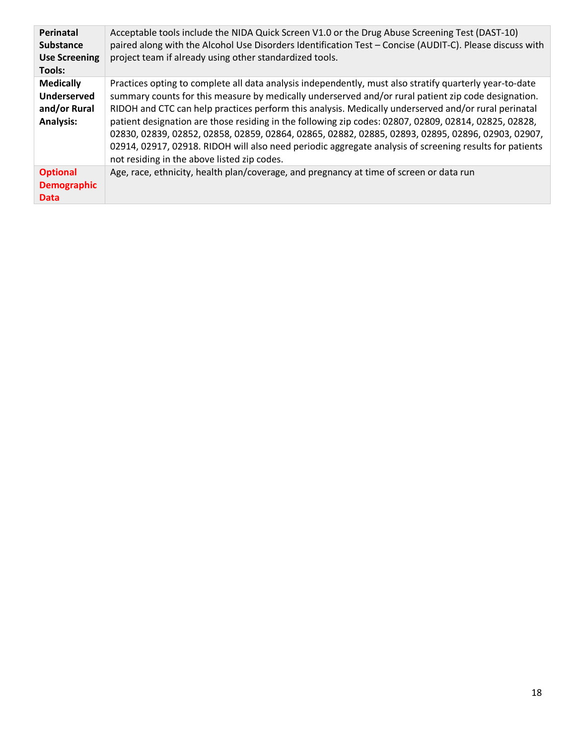| | |
|---|---|
| **Perinatal Substance Use Screening Tools:** | Acceptable tools include the NIDA Quick Screen V1.0 or the Drug Abuse Screening Test (DAST-10) paired along with the Alcohol Use Disorders Identification Test – Concise (AUDIT-C). Please discuss with project team if already using other standardized tools. |
| **Medically Underserved and/or Rural Analysis:** | Practices opting to complete all data analysis independently, must also stratify quarterly year-to-date summary counts for this measure by medically underserved and/or rural patient zip code designation. RIDOH and CTC can help practices perform this analysis. Medically underserved and/or rural perinatal patient designation are those residing in the following zip codes: 02807, 02809, 02814, 02825, 02828, 02830, 02839, 02852, 02858, 02859, 02864, 02865, 02882, 02885, 02893, 02895, 02896, 02903, 02907, 02914, 02917, 02918. RIDOH will also need periodic aggregate analysis of screening results for patients not residing in the above listed zip codes. |
| **Optional Demographic Data** | Age, race, ethnicity, health plan/coverage, and pregnancy at time of screen or data run |